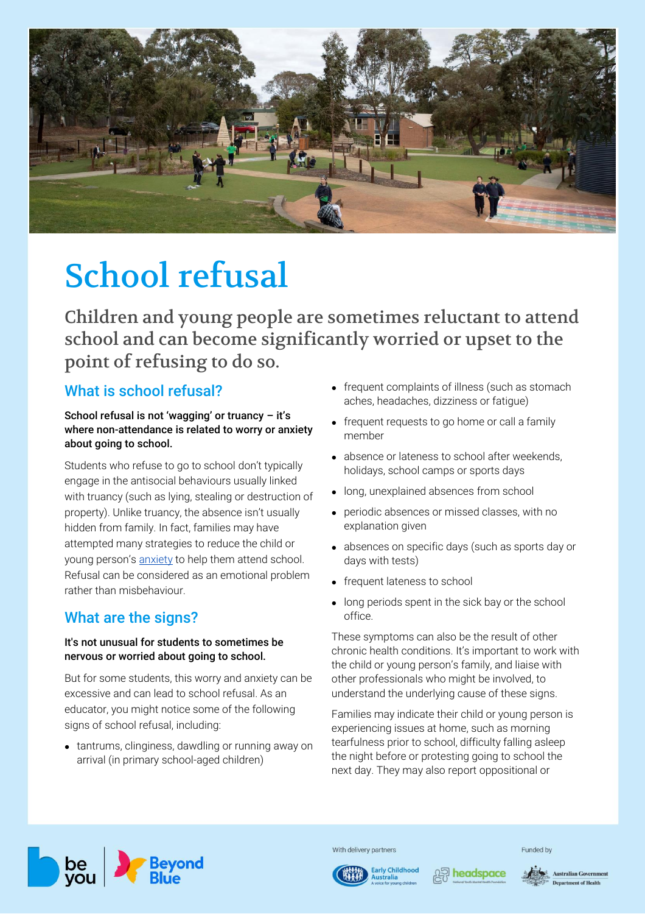# School refusal

## Children and young people are sometimes reluctant to attend school and can become significantly worried or upset to the point of refusing to do so.

### What is school refusal?

**School refusal is not 'wagging' or truancy – it's where non-attendance is related to worry or anxiety about going to school.**

Students who refuse to go to school don't typically engage in the antisocial behaviours usually linked with truancy (such as lying, stealing or destruction of property). Unlike truancy, the absence isn't usually hidden from family. In fact, families may have attempted many strategies to reduce the child or young person's anxiety to help them attend school. Refusal can be considered as an emotional problem rather than misbehaviour.

### What are the signs?

**It's not unusual for students to sometimes be nervous or worried about going to school.**

But for some students, this worry and anxiety can be excessive and can lead to school refusal. As an educator, you might notice some of the following signs of school refusal, including:

- tantrums, clinginess, dawdling or running away on arrival (in primary school-aged children)
- frequent complaints of illness (such as stomach aches, headaches, dizziness or fatigue)
- frequent requests to go home or call a family member
- absence or lateness to school after weekends, holidays, school camps or sports days
- long, unexplained absences from school
- periodic absences or missed classes, with no explanation given
- absences on specific days (such as sports day or days with tests)
- frequent lateness to school
- long periods spent in the sick bay or the school office.

These symptoms can also be the result of other chronic health conditions. It's important to work with the child or young person's family, and liaise with other professionals who might be involved, to understand the underlying cause of these signs.

Families may indicate their child or young person is experiencing issues at home, such as morning tearfulness prior to school, difficulty falling asleep the night before or protesting going to school the next day. They may also report oppositional or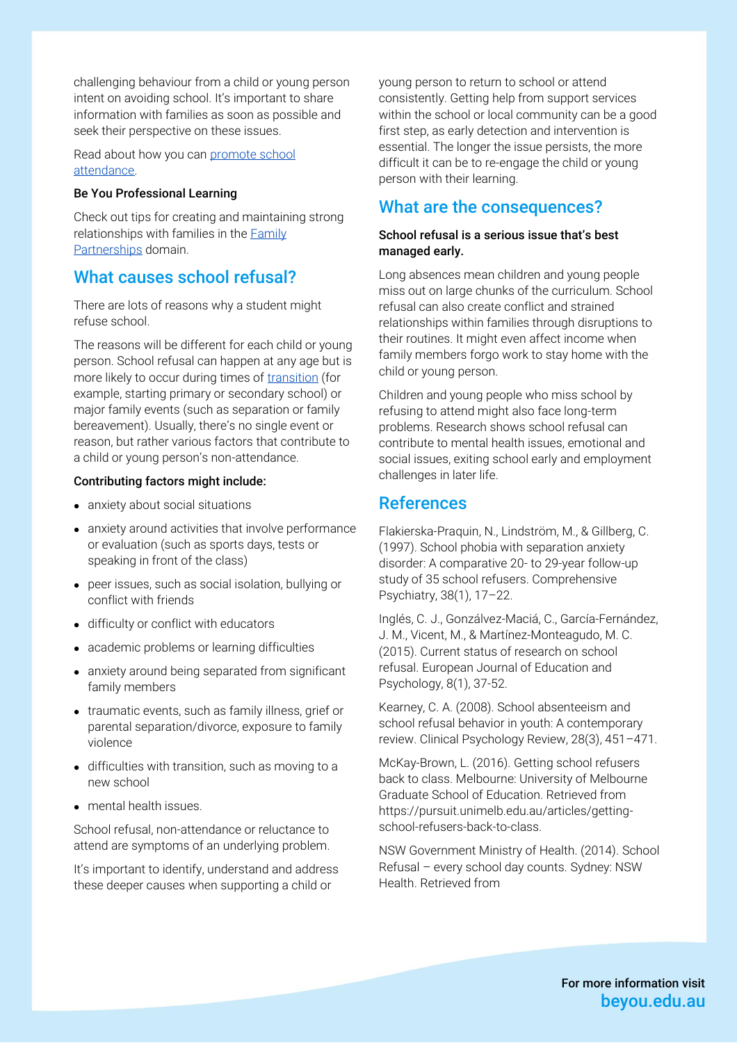challenging behaviour from a child or young person intent on avoiding school. It's important to share information with families as soon as possible and seek their perspective on these issues.

Read about how you can [promote school attendance](#).

**Be You Professional Learning**

Check out tips for creating and maintaining strong relationships with families in the [Family Partnerships](#) domain.

## What causes school refusal?

There are lots of reasons why a student might refuse school.

The reasons will be different for each child or young person. School refusal can happen at any age but is more likely to occur during times of [transition](#) (for example, starting primary or secondary school) or major family events (such as separation or family bereavement). Usually, there's no single event or reason, but rather various factors that contribute to a child or young person's non-attendance.

**Contributing factors might include:**

- anxiety about social situations
- anxiety around activities that involve performance or evaluation (such as sports days, tests or speaking in front of the class)
- peer issues, such as social isolation, bullying or conflict with friends
- difficulty or conflict with educators
- academic problems or learning difficulties
- anxiety around being separated from significant family members
- traumatic events, such as family illness, grief or parental separation/divorce, exposure to family violence
- difficulties with transition, such as moving to a new school
- mental health issues.

School refusal, non-attendance or reluctance to attend are symptoms of an underlying problem.

It's important to identify, understand and address these deeper causes when supporting a child or young person to return to school or attend consistently. Getting help from support services within the school or local community can be a good first step, as early detection and intervention is essential. The longer the issue persists, the more difficult it can be to re-engage the child or young person with their learning.

## What are the consequences?

**School refusal is a serious issue that's best managed early.**

Long absences mean children and young people miss out on large chunks of the curriculum. School refusal can also create conflict and strained relationships within families through disruptions to their routines. It might even affect income when family members forgo work to stay home with the child or young person.

Children and young people who miss school by refusing to attend might also face long-term problems. Research shows school refusal can contribute to mental health issues, emotional and social issues, exiting school early and employment challenges in later life.

## References

Flakierska-Praquin, N., Lindström, M., & Gillberg, C. (1997). School phobia with separation anxiety disorder: A comparative 20- to 29-year follow-up study of 35 school refusers. Comprehensive Psychiatry, 38(1), 17–22.

Inglés, C. J., Gonzálvez-Maciá, C., García-Fernández, J. M., Vicent, M., & Martínez-Monteagudo, M. C. (2015). Current status of research on school refusal. European Journal of Education and Psychology, 8(1), 37-52.

Kearney, C. A. (2008). School absenteeism and school refusal behavior in youth: A contemporary review. Clinical Psychology Review, 28(3), 451–471.

McKay-Brown, L. (2016). Getting school refusers back to class. Melbourne: University of Melbourne Graduate School of Education. Retrieved from https://pursuit.unimelb.edu.au/articles/getting-school-refusers-back-to-class.

NSW Government Ministry of Health. (2014). School Refusal – every school day counts. Sydney: NSW Health. Retrieved from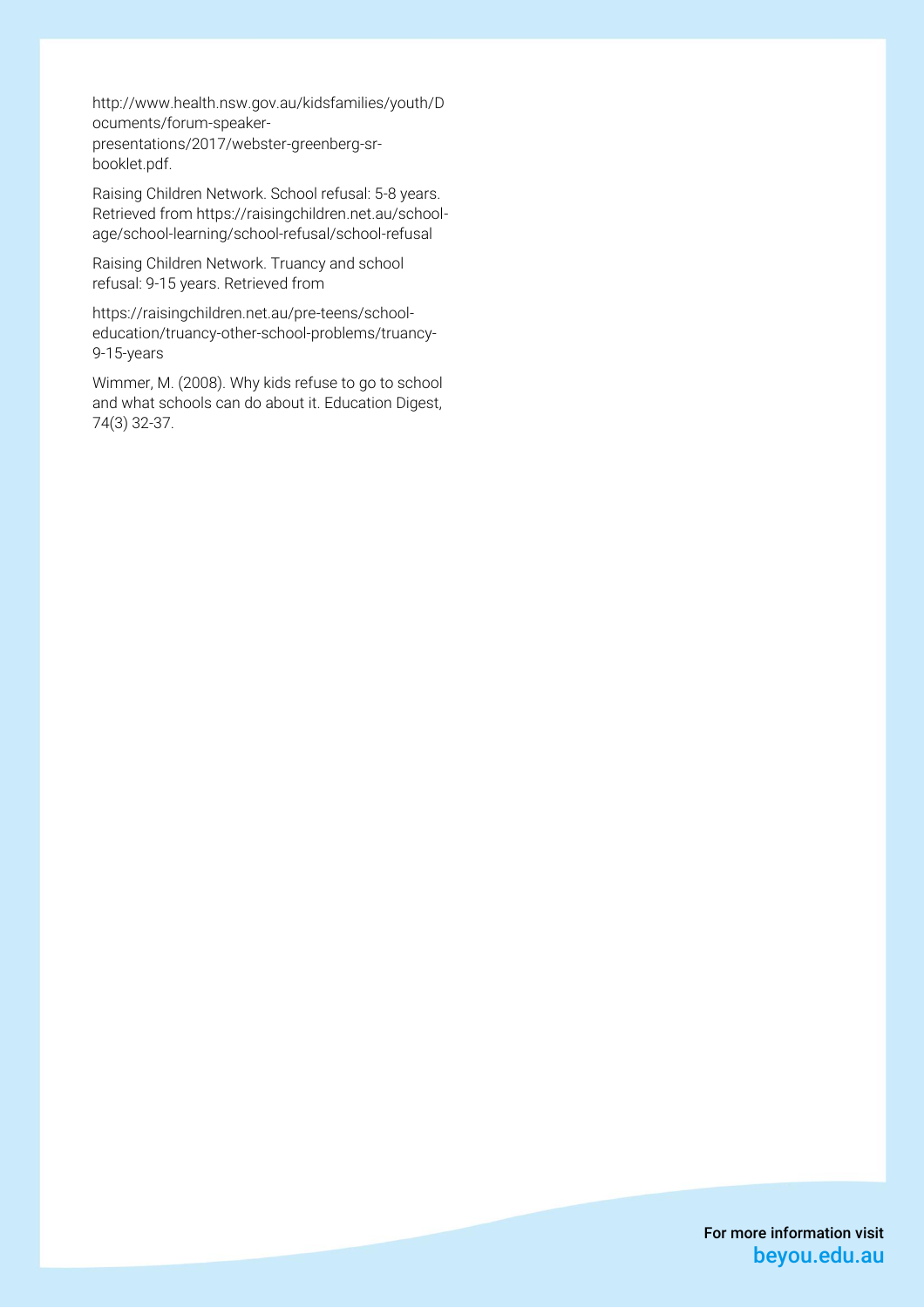http://www.health.nsw.gov.au/kidsfamilies/youth/Documents/forum-speaker-presentations/2017/webster-greenberg-sr-booklet.pdf.

Raising Children Network. School refusal: 5-8 years. Retrieved from https://raisingchildren.net.au/school-age/school-learning/school-refusal/school-refusal

Raising Children Network. Truancy and school refusal: 9-15 years. Retrieved from

https://raisingchildren.net.au/pre-teens/school-education/truancy-other-school-problems/truancy-9-15-years

Wimmer, M. (2008). Why kids refuse to go to school and what schools can do about it. Education Digest, 74(3) 32-37.

For more information visit **beyou.edu.au**